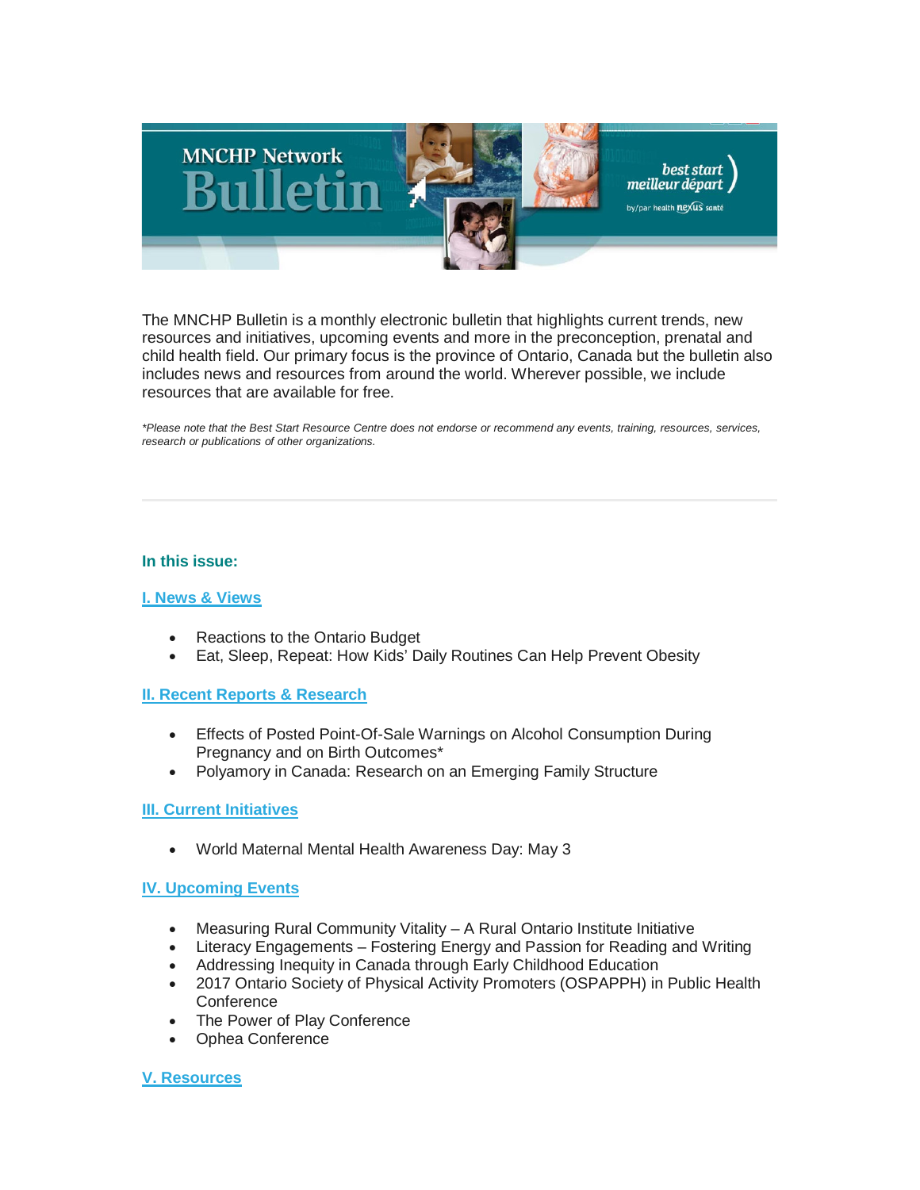# MNCHP Network Bulletin

The MNCHP Bulletin is a monthly electronic bulletin that highlights current trends, new resources and initiatives, upcoming events and more in the preconception, prenatal and child health field. Our primary focus is the province of Ontario, Canada but the bulletin also includes news and resources from around the world. Wherever possible, we include resources that are available for free.

*\*Please note that the Best Start Resource Centre does not endorse or recommend any events, training, resources, services, research or publications of other organizations.*

---

**In this issue:**

**I. News & Views**

- Reactions to the Ontario Budget
- Eat, Sleep, Repeat: How Kids' Daily Routines Can Help Prevent Obesity

**II. Recent Reports & Research**

- Effects of Posted Point-Of-Sale Warnings on Alcohol Consumption During Pregnancy and on Birth Outcomes*
- Polyamory in Canada: Research on an Emerging Family Structure

**III. Current Initiatives**

- World Maternal Mental Health Awareness Day: May 3

**IV. Upcoming Events**

- Measuring Rural Community Vitality – A Rural Ontario Institute Initiative
- Literacy Engagements – Fostering Energy and Passion for Reading and Writing
- Addressing Inequity in Canada through Early Childhood Education
- 2017 Ontario Society of Physical Activity Promoters (OSPAPPH) in Public Health Conference
- The Power of Play Conference
- Ophea Conference

**V. Resources**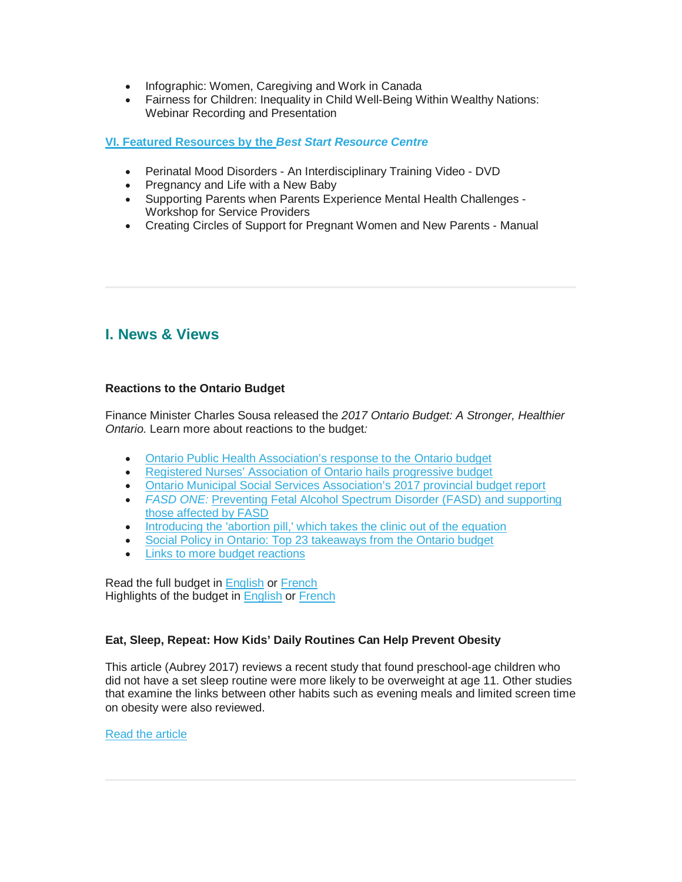- Infographic: Women, Caregiving and Work in Canada
- Fairness for Children: Inequality in Child Well-Being Within Wealthy Nations: Webinar Recording and Presentation

**VI. Featured Resources by the *Best Start Resource Centre***

- Perinatal Mood Disorders - An Interdisciplinary Training Video - DVD
- Pregnancy and Life with a New Baby
- Supporting Parents when Parents Experience Mental Health Challenges - Workshop for Service Providers
- Creating Circles of Support for Pregnant Women and New Parents - Manual

---

## I. News & Views

**Reactions to the Ontario Budget**

Finance Minister Charles Sousa released the *2017 Ontario Budget: A Stronger, Healthier Ontario.* Learn more about reactions to the budget*:*

- Ontario Public Health Association's response to the Ontario budget
- Registered Nurses' Association of Ontario hails progressive budget
- Ontario Municipal Social Services Association's 2017 provincial budget report
- *FASD ONE:* Preventing Fetal Alcohol Spectrum Disorder (FASD) and supporting those affected by FASD
- Introducing the 'abortion pill,' which takes the clinic out of the equation
- Social Policy in Ontario: Top 23 takeaways from the Ontario budget
- Links to more budget reactions

Read the full budget in English or French
Highlights of the budget in English or French

**Eat, Sleep, Repeat: How Kids' Daily Routines Can Help Prevent Obesity**

This article (Aubrey 2017) reviews a recent study that found preschool-age children who did not have a set sleep routine were more likely to be overweight at age 11. Other studies that examine the links between other habits such as evening meals and limited screen time on obesity were also reviewed.

Read the article

---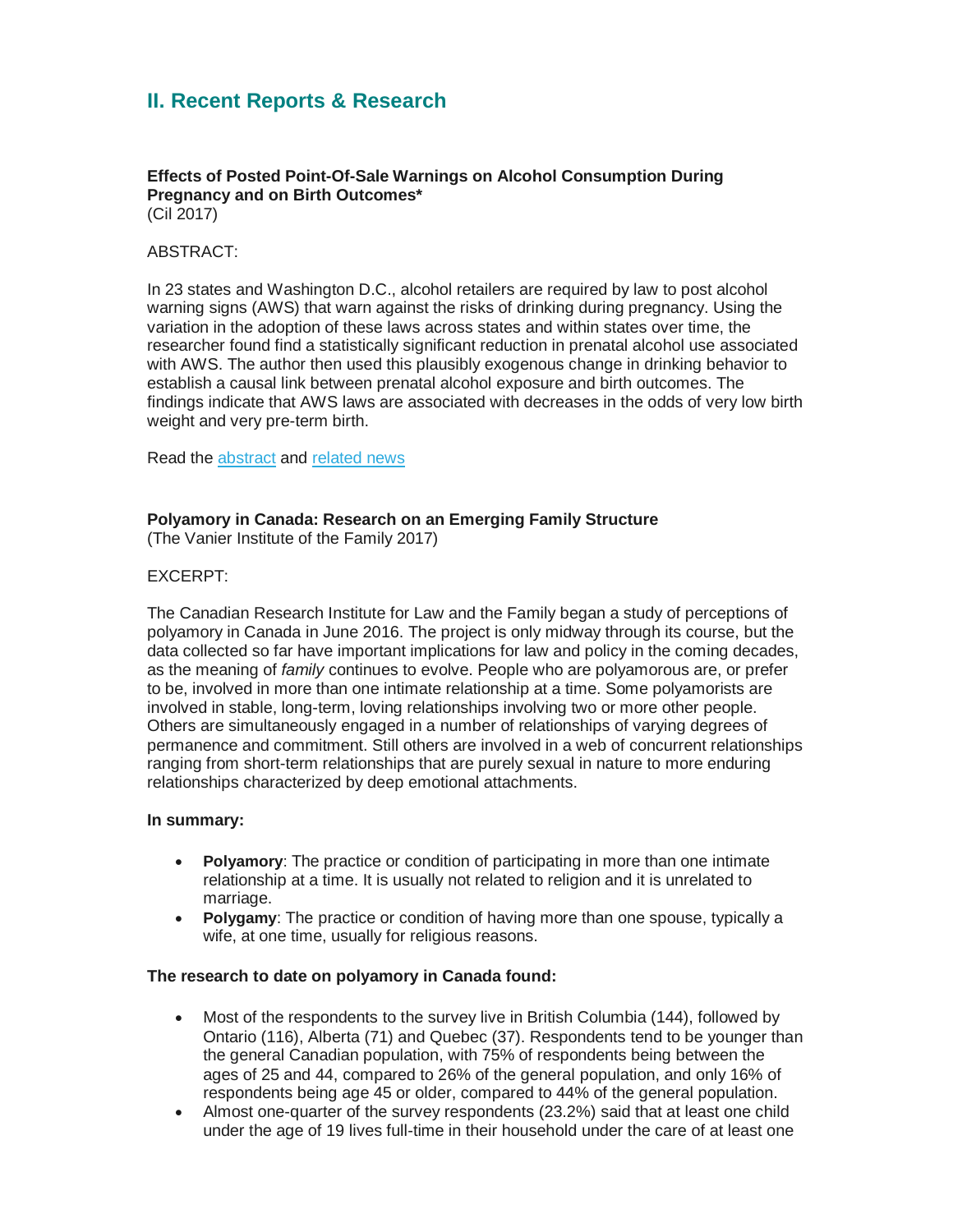## II. Recent Reports & Research

**Effects of Posted Point-Of-Sale Warnings on Alcohol Consumption During Pregnancy and on Birth Outcomes***
(Cil 2017)

ABSTRACT:

In 23 states and Washington D.C., alcohol retailers are required by law to post alcohol warning signs (AWS) that warn against the risks of drinking during pregnancy. Using the variation in the adoption of these laws across states and within states over time, the researcher found find a statistically significant reduction in prenatal alcohol use associated with AWS. The author then used this plausibly exogenous change in drinking behavior to establish a causal link between prenatal alcohol exposure and birth outcomes. The findings indicate that AWS laws are associated with decreases in the odds of very low birth weight and very pre-term birth.

Read the abstract and related news

**Polyamory in Canada: Research on an Emerging Family Structure**
(The Vanier Institute of the Family 2017)

EXCERPT:

The Canadian Research Institute for Law and the Family began a study of perceptions of polyamory in Canada in June 2016. The project is only midway through its course, but the data collected so far have important implications for law and policy in the coming decades, as the meaning of *family* continues to evolve. People who are polyamorous are, or prefer to be, involved in more than one intimate relationship at a time. Some polyamorists are involved in stable, long-term, loving relationships involving two or more other people. Others are simultaneously engaged in a number of relationships of varying degrees of permanence and commitment. Still others are involved in a web of concurrent relationships ranging from short-term relationships that are purely sexual in nature to more enduring relationships characterized by deep emotional attachments.

**In summary:**

- **Polyamory**: The practice or condition of participating in more than one intimate relationship at a time. It is usually not related to religion and it is unrelated to marriage.
- **Polygamy**: The practice or condition of having more than one spouse, typically a wife, at one time, usually for religious reasons.

**The research to date on polyamory in Canada found:**

- Most of the respondents to the survey live in British Columbia (144), followed by Ontario (116), Alberta (71) and Quebec (37). Respondents tend to be younger than the general Canadian population, with 75% of respondents being between the ages of 25 and 44, compared to 26% of the general population, and only 16% of respondents being age 45 or older, compared to 44% of the general population.
- Almost one-quarter of the survey respondents (23.2%) said that at least one child under the age of 19 lives full-time in their household under the care of at least one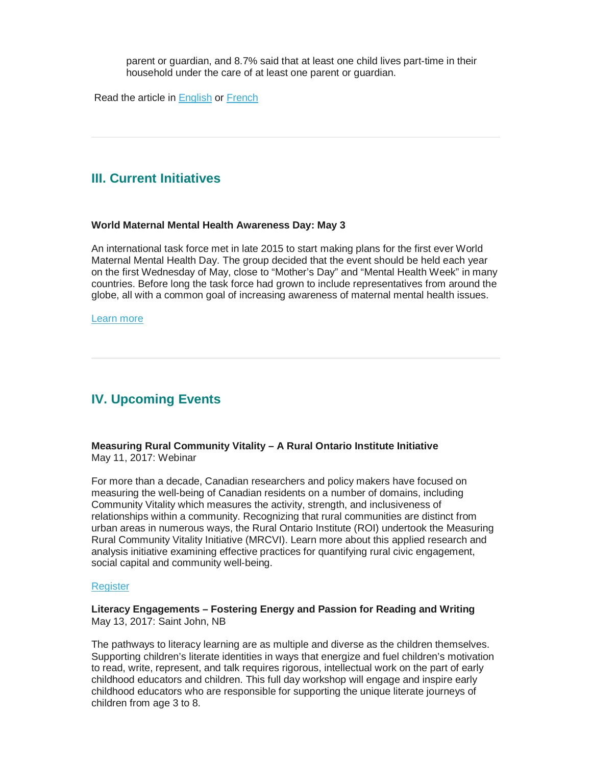parent or guardian, and 8.7% said that at least one child lives part-time in their household under the care of at least one parent or guardian.

Read the article in English or French

---

## III. Current Initiatives

**World Maternal Mental Health Awareness Day: May 3**

An international task force met in late 2015 to start making plans for the first ever World Maternal Mental Health Day. The group decided that the event should be held each year on the first Wednesday of May, close to "Mother's Day" and "Mental Health Week" in many countries. Before long the task force had grown to include representatives from around the globe, all with a common goal of increasing awareness of maternal mental health issues.

Learn more

---

## IV. Upcoming Events

**Measuring Rural Community Vitality – A Rural Ontario Institute Initiative**
May 11, 2017: Webinar

For more than a decade, Canadian researchers and policy makers have focused on measuring the well-being of Canadian residents on a number of domains, including Community Vitality which measures the activity, strength, and inclusiveness of relationships within a community. Recognizing that rural communities are distinct from urban areas in numerous ways, the Rural Ontario Institute (ROI) undertook the Measuring Rural Community Vitality Initiative (MRCVI). Learn more about this applied research and analysis initiative examining effective practices for quantifying rural civic engagement, social capital and community well-being.

Register

**Literacy Engagements – Fostering Energy and Passion for Reading and Writing**
May 13, 2017: Saint John, NB

The pathways to literacy learning are as multiple and diverse as the children themselves. Supporting children's literate identities in ways that energize and fuel children's motivation to read, write, represent, and talk requires rigorous, intellectual work on the part of early childhood educators and children. This full day workshop will engage and inspire early childhood educators who are responsible for supporting the unique literate journeys of children from age 3 to 8.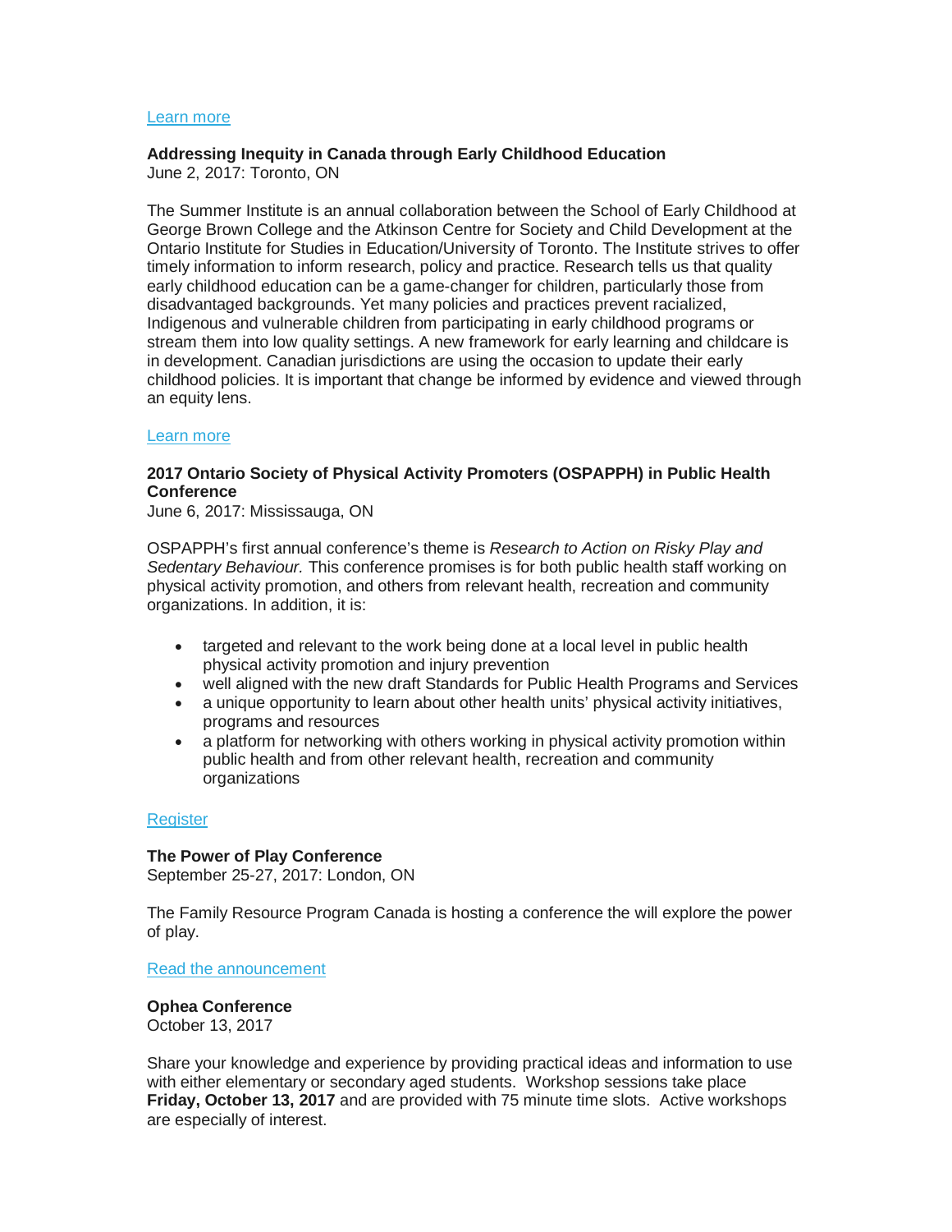[Learn more]

**Addressing Inequity in Canada through Early Childhood Education**
June 2, 2017: Toronto, ON

The Summer Institute is an annual collaboration between the School of Early Childhood at George Brown College and the Atkinson Centre for Society and Child Development at the Ontario Institute for Studies in Education/University of Toronto. The Institute strives to offer timely information to inform research, policy and practice. Research tells us that quality early childhood education can be a game-changer for children, particularly those from disadvantaged backgrounds. Yet many policies and practices prevent racialized, Indigenous and vulnerable children from participating in early childhood programs or stream them into low quality settings. A new framework for early learning and childcare is in development. Canadian jurisdictions are using the occasion to update their early childhood policies. It is important that change be informed by evidence and viewed through an equity lens.

[Learn more]

**2017 Ontario Society of Physical Activity Promoters (OSPAPPH) in Public Health Conference**
June 6, 2017: Mississauga, ON

OSPAPPH's first annual conference's theme is *Research to Action on Risky Play and Sedentary Behaviour.* This conference promises is for both public health staff working on physical activity promotion, and others from relevant health, recreation and community organizations. In addition, it is:

- targeted and relevant to the work being done at a local level in public health physical activity promotion and injury prevention
- well aligned with the new draft Standards for Public Health Programs and Services
- a unique opportunity to learn about other health units' physical activity initiatives, programs and resources
- a platform for networking with others working in physical activity promotion within public health and from other relevant health, recreation and community organizations

[Register]

**The Power of Play Conference**
September 25-27, 2017: London, ON

The Family Resource Program Canada is hosting a conference the will explore the power of play.

[Read the announcement]

**Ophea Conference**
October 13, 2017

Share your knowledge and experience by providing practical ideas and information to use with either elementary or secondary aged students. Workshop sessions take place **Friday, October 13, 2017** and are provided with 75 minute time slots. Active workshops are especially of interest.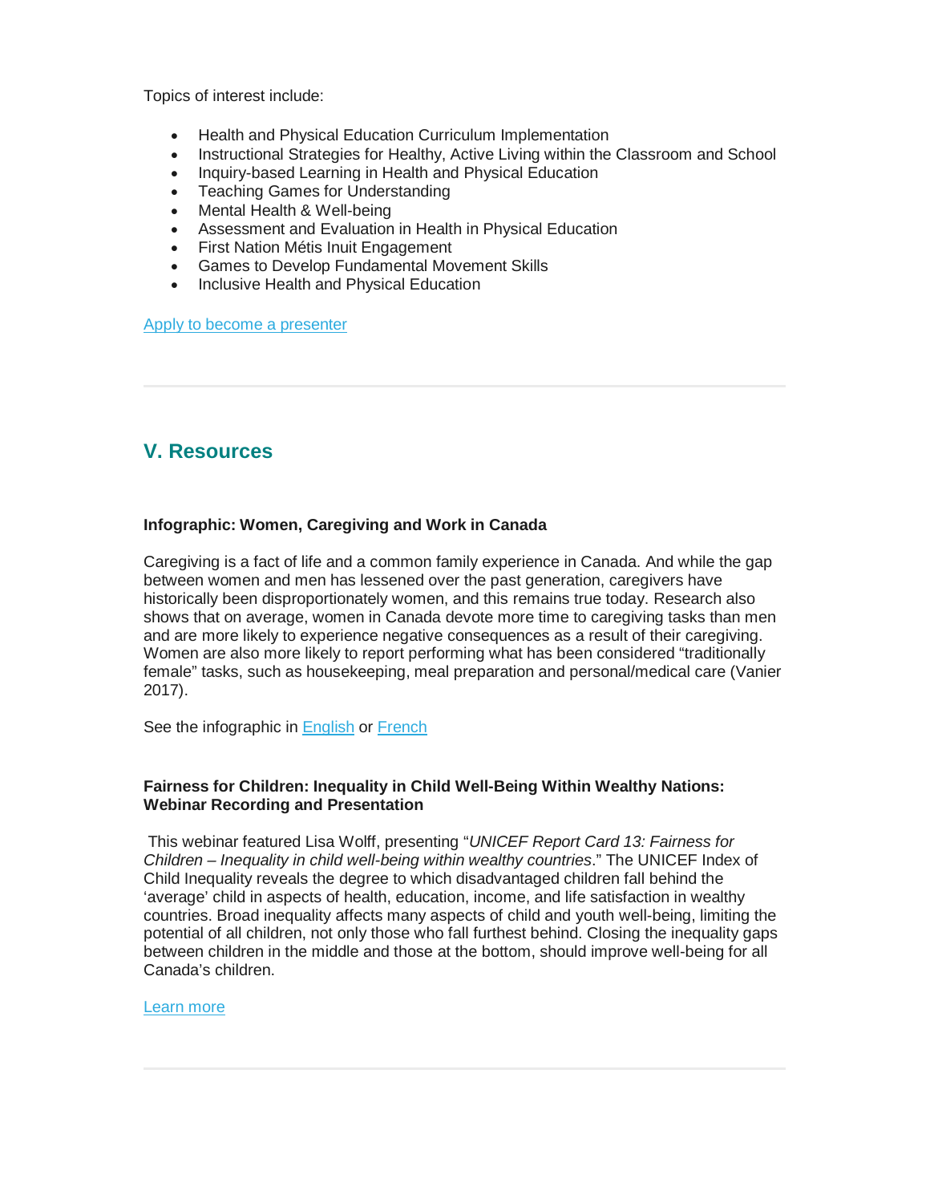Topics of interest include:

- Health and Physical Education Curriculum Implementation
- Instructional Strategies for Healthy, Active Living within the Classroom and School
- Inquiry-based Learning in Health and Physical Education
- Teaching Games for Understanding
- Mental Health & Well-being
- Assessment and Evaluation in Health in Physical Education
- First Nation Métis Inuit Engagement
- Games to Develop Fundamental Movement Skills
- Inclusive Health and Physical Education

Apply to become a presenter

---

## V. Resources

**Infographic: Women, Caregiving and Work in Canada**

Caregiving is a fact of life and a common family experience in Canada. And while the gap between women and men has lessened over the past generation, caregivers have historically been disproportionately women, and this remains true today. Research also shows that on average, women in Canada devote more time to caregiving tasks than men and are more likely to experience negative consequences as a result of their caregiving. Women are also more likely to report performing what has been considered "traditionally female" tasks, such as housekeeping, meal preparation and personal/medical care (Vanier 2017).

See the infographic in English or French

**Fairness for Children: Inequality in Child Well-Being Within Wealthy Nations: Webinar Recording and Presentation**

This webinar featured Lisa Wolff, presenting "*UNICEF Report Card 13: Fairness for Children – Inequality in child well-being within wealthy countries*." The UNICEF Index of Child Inequality reveals the degree to which disadvantaged children fall behind the 'average' child in aspects of health, education, income, and life satisfaction in wealthy countries. Broad inequality affects many aspects of child and youth well-being, limiting the potential of all children, not only those who fall furthest behind. Closing the inequality gaps between children in the middle and those at the bottom, should improve well-being for all Canada's children.

Learn more

---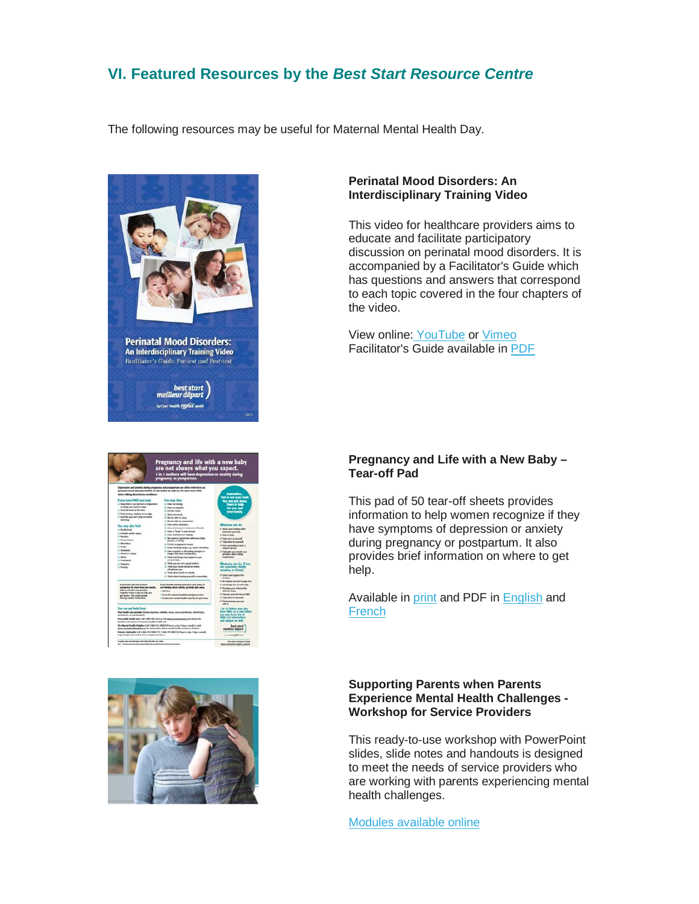## VI. Featured Resources by the *Best Start Resource Centre*

The following resources may be useful for Maternal Mental Health Day.

**Perinatal Mood Disorders: An Interdisciplinary Training Video**

This video for healthcare providers aims to educate and facilitate participatory discussion on perinatal mood disorders. It is accompanied by a Facilitator's Guide which has questions and answers that correspond to each topic covered in the four chapters of the video.

View online: YouTube or Vimeo
Facilitator's Guide available in PDF

**Pregnancy and Life with a New Baby – Tear-off Pad**

This pad of 50 tear-off sheets provides information to help women recognize if they have symptoms of depression or anxiety during pregnancy or postpartum. It also provides brief information on where to get help.

Available in print and PDF in English and French

**Supporting Parents when Parents Experience Mental Health Challenges - Workshop for Service Providers**

This ready-to-use workshop with PowerPoint slides, slide notes and handouts is designed to meet the needs of service providers who are working with parents experiencing mental health challenges.

Modules available online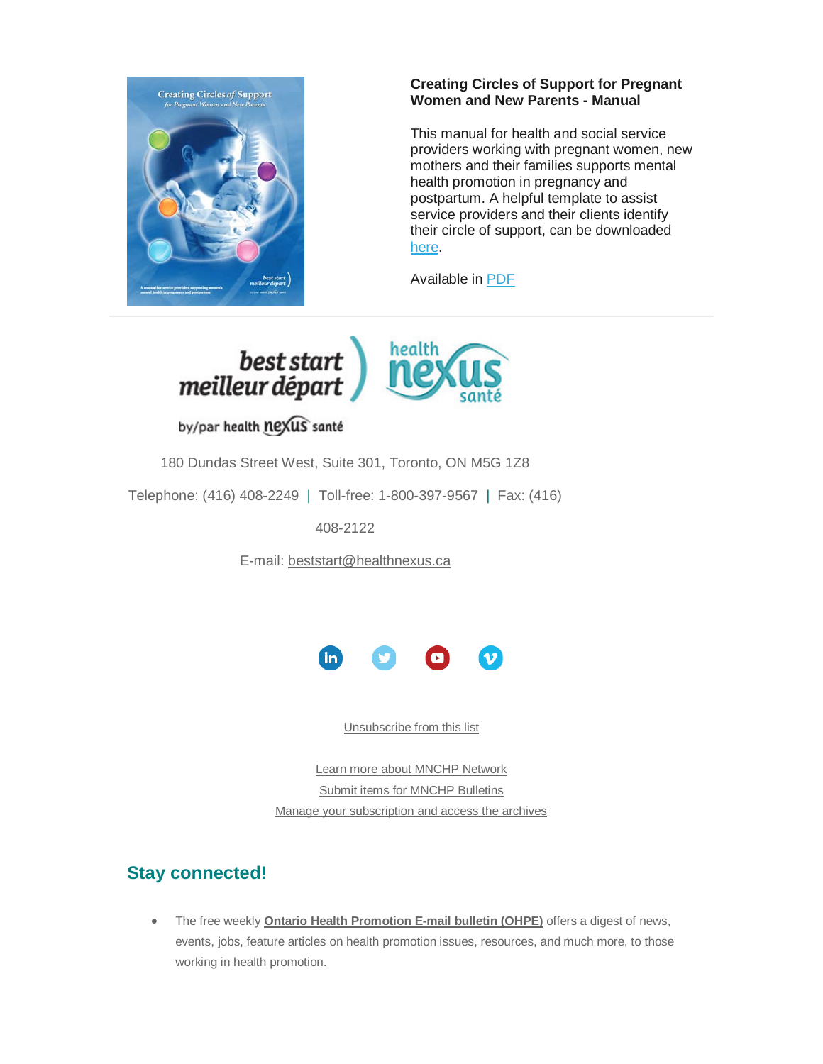**Creating Circles of Support for Pregnant Women and New Parents - Manual**

This manual for health and social service providers working with pregnant women, new mothers and their families supports mental health promotion in pregnancy and postpartum. A helpful template to assist service providers and their clients identify their circle of support, can be downloaded here.

Available in PDF

180 Dundas Street West, Suite 301, Toronto, ON M5G 1Z8

Telephone: (416) 408-2249 | Toll-free: 1-800-397-9567 | Fax: (416) 408-2122

E-mail: beststart@healthnexus.ca

Unsubscribe from this list

Learn more about MNCHP Network
Submit items for MNCHP Bulletins
Manage your subscription and access the archives

## Stay connected!

- The free weekly **Ontario Health Promotion E-mail bulletin (OHPE)** offers a digest of news, events, jobs, feature articles on health promotion issues, resources, and much more, to those working in health promotion.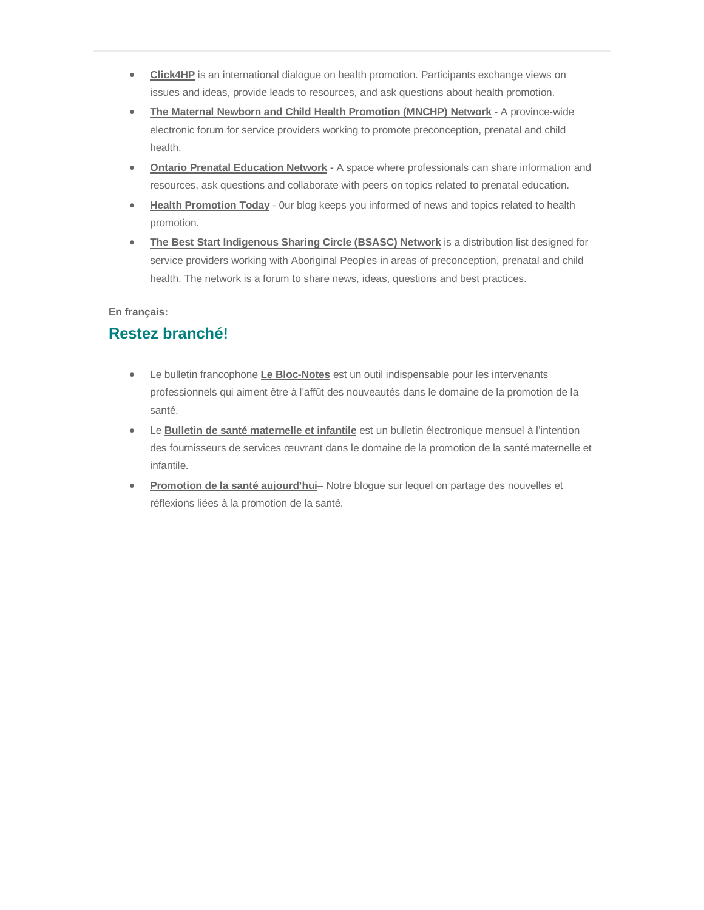- **Click4HP** is an international dialogue on health promotion. Participants exchange views on issues and ideas, provide leads to resources, and ask questions about health promotion.
- **The Maternal Newborn and Child Health Promotion (MNCHP) Network -** A province-wide electronic forum for service providers working to promote preconception, prenatal and child health.
- **Ontario Prenatal Education Network -** A space where professionals can share information and resources, ask questions and collaborate with peers on topics related to prenatal education.
- **Health Promotion Today** - 0ur blog keeps you informed of news and topics related to health promotion.
- **The Best Start Indigenous Sharing Circle (BSASC) Network** is a distribution list designed for service providers working with Aboriginal Peoples in areas of preconception, prenatal and child health. The network is a forum to share news, ideas, questions and best practices.

**En français:**

## Restez branché!

- Le bulletin francophone **Le Bloc-Notes** est un outil indispensable pour les intervenants professionnels qui aiment être à l'affût des nouveautés dans le domaine de la promotion de la santé.
- Le **Bulletin de santé maternelle et infantile** est un bulletin électronique mensuel à l'intention des fournisseurs de services œuvrant dans le domaine de la promotion de la santé maternelle et infantile.
- **Promotion de la santé aujourd'hui**– Notre blogue sur lequel on partage des nouvelles et réflexions liées à la promotion de la santé.